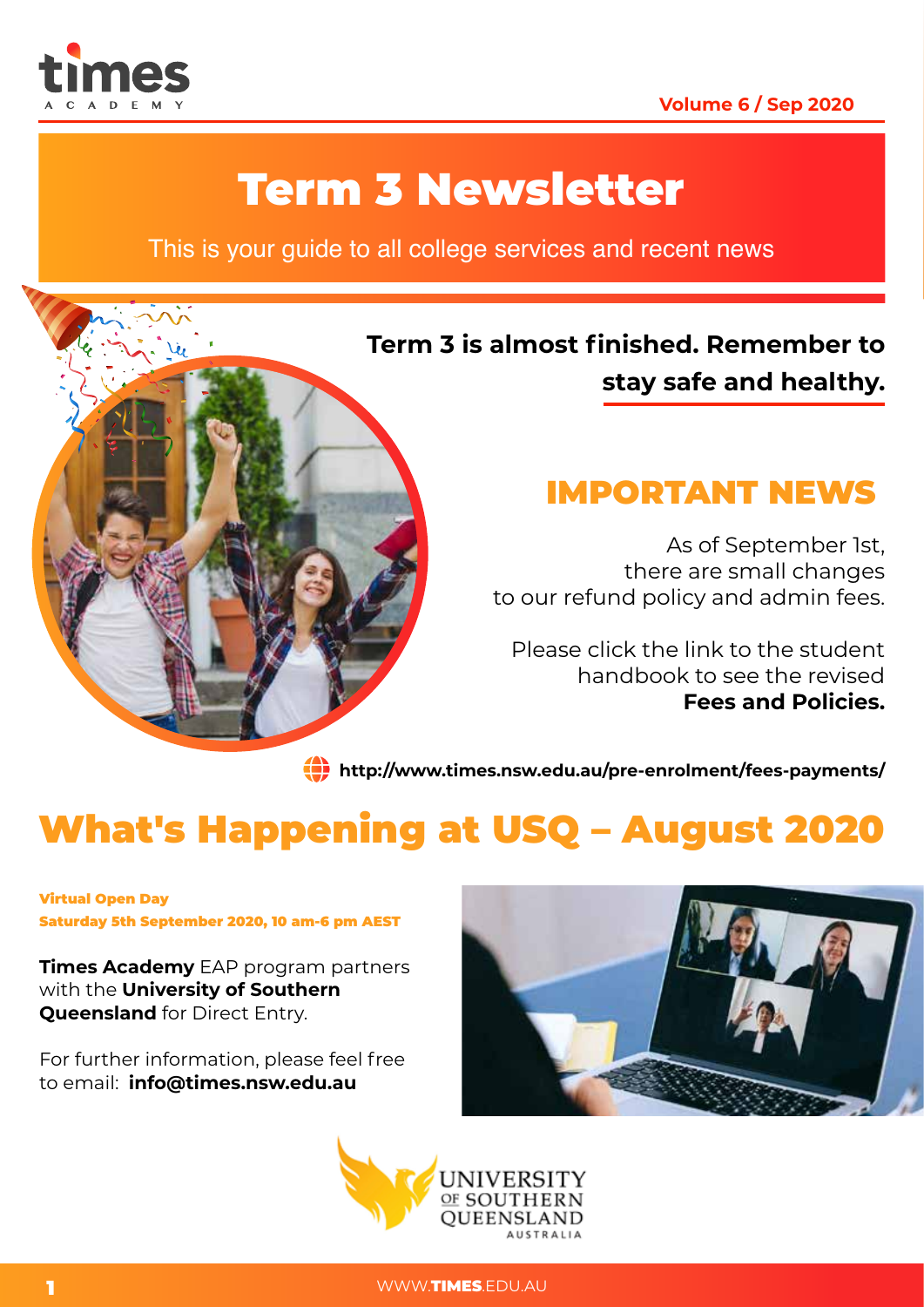# Term 3 Newsletter

This is your guide to all college services and recent news

**Term 3 is almost finished. Remember to stay safe and healthy.**

## IMPORTANT NEWS

As of September 1st, there are small changes to our refund policy and admin fees.

Please click the link to the student handbook to see the revised **Fees and Policies.**

**http://www.times.nsw.edu.au/pre-enrolment/fees-payments/**

# What's Happening at USQ – August 2020

**Virtual Open Day**
**Saturday 5th September 2020, 10 am-6 pm AEST**

**Times Academy** EAP program partners with the **University of Southern Queensland** for Direct Entry.

For further information, please feel free to email: **info@times.nsw.edu.au**

WWW.**TIMES**.EDU.AU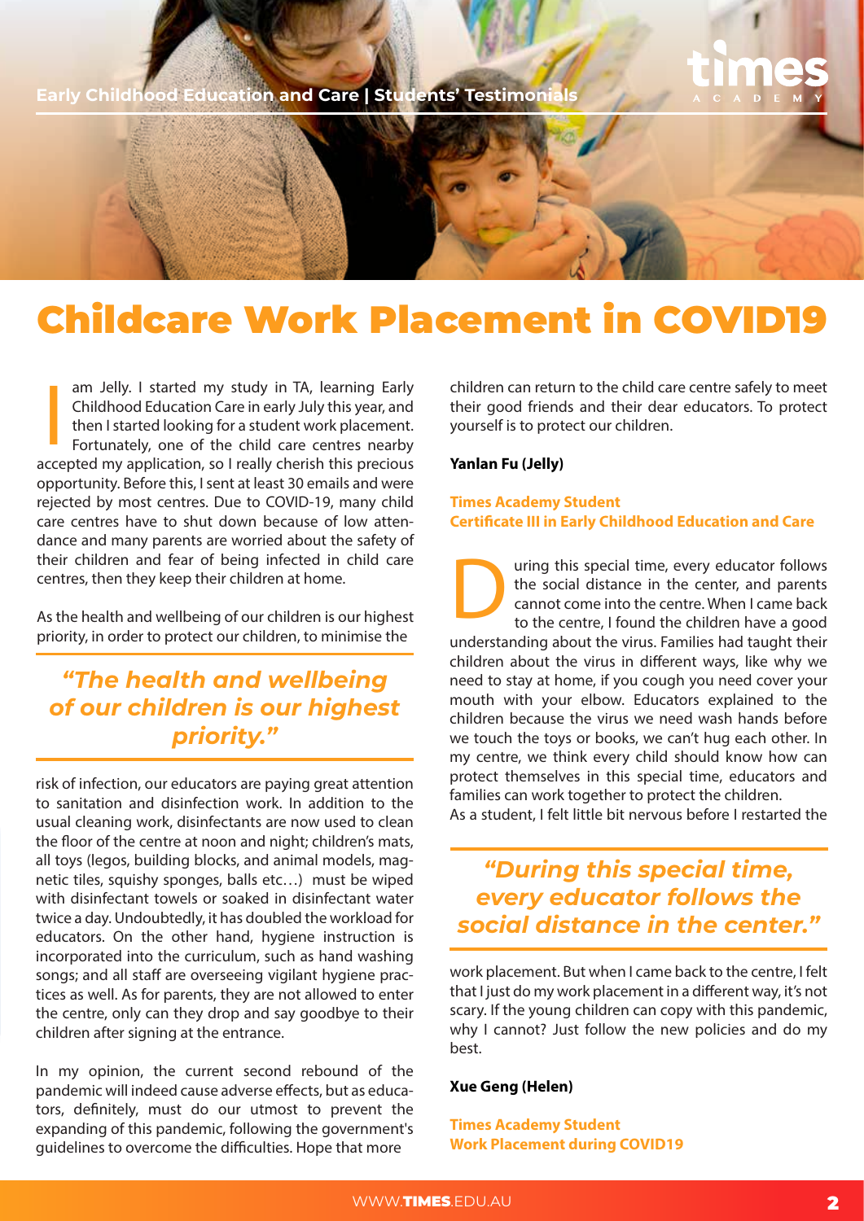# Childcare Work Placement in COVID19

I am Jelly. I started my study in TA, learning Early Childhood Education Care in early July this year, and then I started looking for a student work placement. Fortunately, one of the child care centres nearby accepted my application, so I really cherish this precious opportunity. Before this, I sent at least 30 emails and were rejected by most centres. Due to COVID-19, many child care centres have to shut down because of low attendance and many parents are worried about the safety of their children and fear of being infected in child care centres, then they keep their children at home.

As the health and wellbeing of our children is our highest priority, in order to protect our children, to minimise the risk of infection, our educators are paying great attention to sanitation and disinfection work. In addition to the usual cleaning work, disinfectants are now used to clean the floor of the centre at noon and night; children's mats, all toys (legos, building blocks, and animal models, magnetic tiles, squishy sponges, balls etc…) must be wiped with disinfectant towels or soaked in disinfectant water twice a day. Undoubtedly, it has doubled the workload for educators. On the other hand, hygiene instruction is incorporated into the curriculum, such as hand washing songs; and all staff are overseeing vigilant hygiene practices as well. As for parents, they are not allowed to enter the centre, only can they drop and say goodbye to their children after signing at the entrance.

> *"The health and wellbeing of our children is our highest priority."*

In my opinion, the current second rebound of the pandemic will indeed cause adverse effects, but as educators, definitely, must do our utmost to prevent the expanding of this pandemic, following the government's guidelines to overcome the difficulties. Hope that more children can return to the child care centre safely to meet their good friends and their dear educators. To protect yourself is to protect our children.

**Yanlan Fu (Jelly)**

**Times Academy Student**
**Certificate III in Early Childhood Education and Care**

During this special time, every educator follows the social distance in the center, and parents cannot come into the centre. When I came back to the centre, I found the children have a good understanding about the virus. Families had taught their children about the virus in different ways, like why we need to stay at home, if you cough you need cover your mouth with your elbow. Educators explained to the children because the virus we need wash hands before we touch the toys or books, we can't hug each other. In my centre, we think every child should know how can protect themselves in this special time, educators and families can work together to protect the children.
As a student, I felt little bit nervous before I restarted the work placement. But when I came back to the centre, I felt that I just do my work placement in a different way, it's not scary. If the young children can copy with this pandemic, why I cannot? Just follow the new policies and do my best.

> *"During this special time, every educator follows the social distance in the center."*

**Xue Geng (Helen)**

**Times Academy Student**
**Work Placement during COVID19**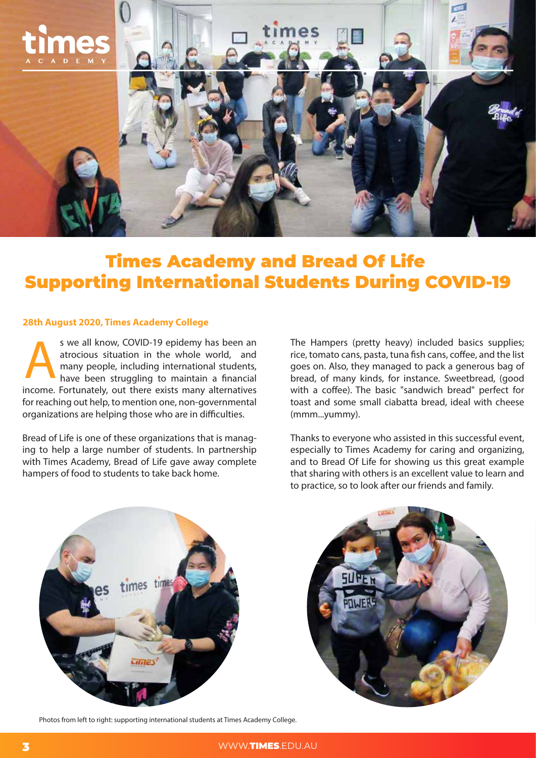# Times Academy and Bread Of Life Supporting International Students During COVID-19

**28th August 2020, Times Academy College**

As we all know, COVID-19 epidemy has been an atrocious situation in the whole world, and many people, including international students, have been struggling to maintain a financial income. Fortunately, out there exists many alternatives for reaching out help, to mention one, non-governmental organizations are helping those who are in difficulties.

Bread of Life is one of these organizations that is managing to help a large number of students. In partnership with Times Academy, Bread of Life gave away complete hampers of food to students to take back home.

The Hampers (pretty heavy) included basics supplies; rice, tomato cans, pasta, tuna fish cans, coffee, and the list goes on. Also, they managed to pack a generous bag of bread, of many kinds, for instance. Sweetbread, (good with a coffee). The basic "sandwich bread" perfect for toast and some small ciabatta bread, ideal with cheese (mmm...yummy).

Thanks to everyone who assisted in this successful event, especially to Times Academy for caring and organizing, and to Bread Of Life for showing us this great example that sharing with others is an excellent value to learn and to practice, so to look after our friends and family.

Photos from left to right: supporting international students at Times Academy College.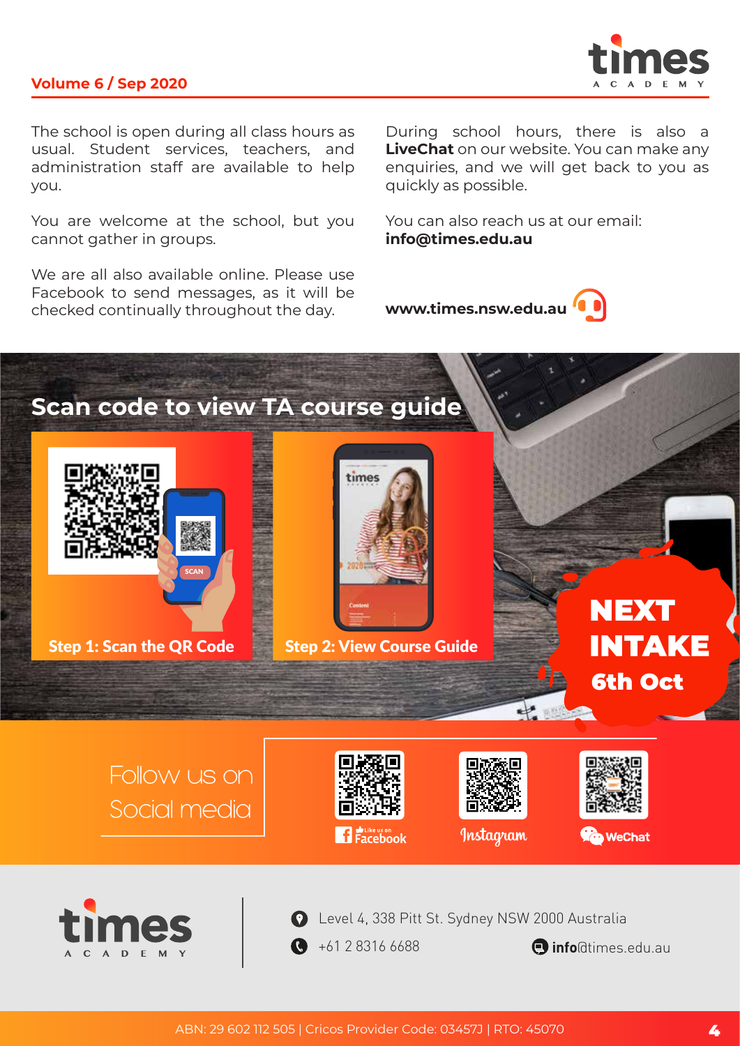The school is open during all class hours as usual. Student services, teachers, and administration staff are available to help you.

You are welcome at the school, but you cannot gather in groups.

We are all also available online. Please use Facebook to send messages, as it will be checked continually throughout the day.

During school hours, there is also a **LiveChat** on our website. You can make any enquiries, and we will get back to you as quickly as possible.

You can also reach us at our email:
**info@times.edu.au**

**www.times.nsw.edu.au**

## Scan code to view TA course guide

**Step 1: Scan the QR Code**

**Step 2: View Course Guide**

**NEXT INTAKE 6th Oct**

Follow us on Social media

Facebook | Instagram | WeChat

Level 4, 338 Pitt St. Sydney NSW 2000 Australia

+61 2 8316 6688

**info**@times.edu.au

ABN: 29 602 112 505 | Cricos Provider Code: 03457J | RTO: 45070